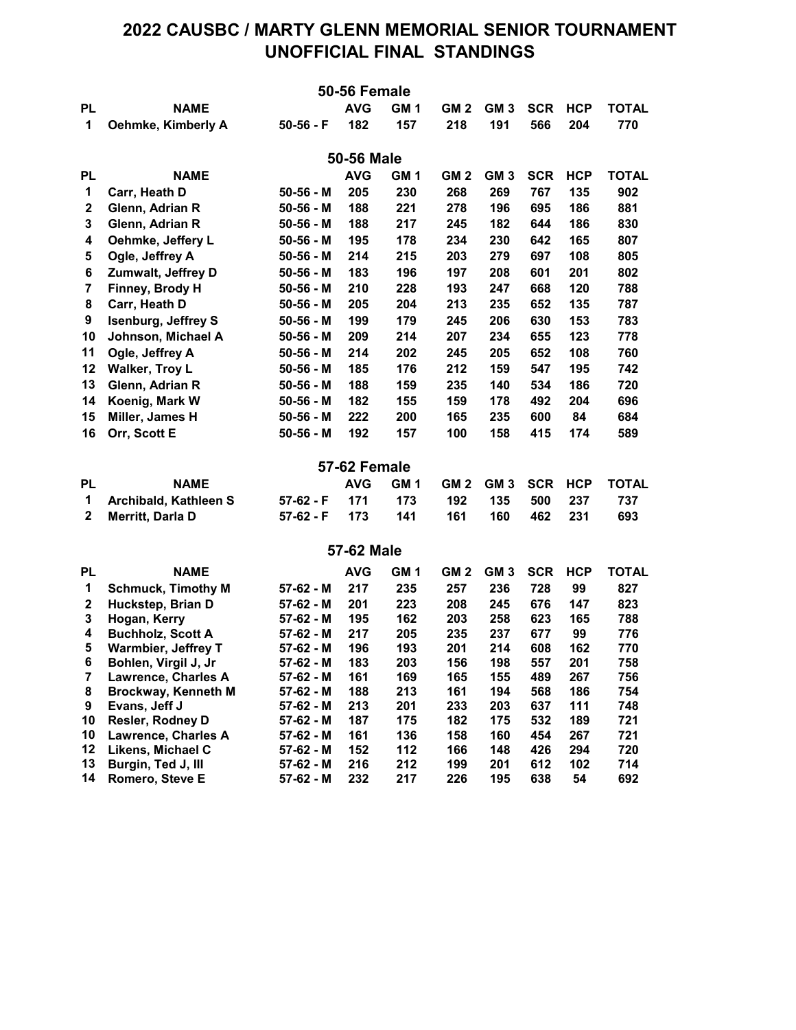# 2022 CAUSBC / MARTY GLENN MEMORIAL SENIOR TOURNAMENT
# UNOFFICIAL FINAL STANDINGS

## 50-56 Female

| PL | NAME | | AVG | GM 1 | GM 2 | GM 3 | SCR | HCP | TOTAL |
|---|---|---|---|---|---|---|---|---|---|
| 1 | Oehmke, Kimberly A | 50-56 - F | 182 | 157 | 218 | 191 | 566 | 204 | 770 |

## 50-56 Male

| PL | NAME | | AVG | GM 1 | GM 2 | GM 3 | SCR | HCP | TOTAL |
|---|---|---|---|---|---|---|---|---|---|
| 1 | Carr, Heath D | 50-56 - M | 205 | 230 | 268 | 269 | 767 | 135 | 902 |
| 2 | Glenn, Adrian R | 50-56 - M | 188 | 221 | 278 | 196 | 695 | 186 | 881 |
| 3 | Glenn, Adrian R | 50-56 - M | 188 | 217 | 245 | 182 | 644 | 186 | 830 |
| 4 | Oehmke, Jeffery L | 50-56 - M | 195 | 178 | 234 | 230 | 642 | 165 | 807 |
| 5 | Ogle, Jeffrey A | 50-56 - M | 214 | 215 | 203 | 279 | 697 | 108 | 805 |
| 6 | Zumwalt, Jeffrey D | 50-56 - M | 183 | 196 | 197 | 208 | 601 | 201 | 802 |
| 7 | Finney, Brody H | 50-56 - M | 210 | 228 | 193 | 247 | 668 | 120 | 788 |
| 8 | Carr, Heath D | 50-56 - M | 205 | 204 | 213 | 235 | 652 | 135 | 787 |
| 9 | Isenburg, Jeffrey S | 50-56 - M | 199 | 179 | 245 | 206 | 630 | 153 | 783 |
| 10 | Johnson, Michael A | 50-56 - M | 209 | 214 | 207 | 234 | 655 | 123 | 778 |
| 11 | Ogle, Jeffrey A | 50-56 - M | 214 | 202 | 245 | 205 | 652 | 108 | 760 |
| 12 | Walker, Troy L | 50-56 - M | 185 | 176 | 212 | 159 | 547 | 195 | 742 |
| 13 | Glenn, Adrian R | 50-56 - M | 188 | 159 | 235 | 140 | 534 | 186 | 720 |
| 14 | Koenig, Mark W | 50-56 - M | 182 | 155 | 159 | 178 | 492 | 204 | 696 |
| 15 | Miller, James H | 50-56 - M | 222 | 200 | 165 | 235 | 600 | 84 | 684 |
| 16 | Orr, Scott E | 50-56 - M | 192 | 157 | 100 | 158 | 415 | 174 | 589 |

## 57-62 Female

| PL | NAME | | AVG | GM 1 | GM 2 | GM 3 | SCR | HCP | TOTAL |
|---|---|---|---|---|---|---|---|---|---|
| 1 | Archibald, Kathleen S | 57-62 - F | 171 | 173 | 192 | 135 | 500 | 237 | 737 |
| 2 | Merritt, Darla D | 57-62 - F | 173 | 141 | 161 | 160 | 462 | 231 | 693 |

## 57-62 Male

| PL | NAME | | AVG | GM 1 | GM 2 | GM 3 | SCR | HCP | TOTAL |
|---|---|---|---|---|---|---|---|---|---|
| 1 | Schmuck, Timothy M | 57-62 - M | 217 | 235 | 257 | 236 | 728 | 99 | 827 |
| 2 | Huckstep, Brian D | 57-62 - M | 201 | 223 | 208 | 245 | 676 | 147 | 823 |
| 3 | Hogan, Kerry | 57-62 - M | 195 | 162 | 203 | 258 | 623 | 165 | 788 |
| 4 | Buchholz, Scott A | 57-62 - M | 217 | 205 | 235 | 237 | 677 | 99 | 776 |
| 5 | Warmbier, Jeffrey T | 57-62 - M | 196 | 193 | 201 | 214 | 608 | 162 | 770 |
| 6 | Bohlen, Virgil J, Jr | 57-62 - M | 183 | 203 | 156 | 198 | 557 | 201 | 758 |
| 7 | Lawrence, Charles A | 57-62 - M | 161 | 169 | 165 | 155 | 489 | 267 | 756 |
| 8 | Brockway, Kenneth M | 57-62 - M | 188 | 213 | 161 | 194 | 568 | 186 | 754 |
| 9 | Evans, Jeff J | 57-62 - M | 213 | 201 | 233 | 203 | 637 | 111 | 748 |
| 10 | Resler, Rodney D | 57-62 - M | 187 | 175 | 182 | 175 | 532 | 189 | 721 |
| 10 | Lawrence, Charles A | 57-62 - M | 161 | 136 | 158 | 160 | 454 | 267 | 721 |
| 12 | Likens, Michael C | 57-62 - M | 152 | 112 | 166 | 148 | 426 | 294 | 720 |
| 13 | Burgin, Ted J, III | 57-62 - M | 216 | 212 | 199 | 201 | 612 | 102 | 714 |
| 14 | Romero, Steve E | 57-62 - M | 232 | 217 | 226 | 195 | 638 | 54 | 692 |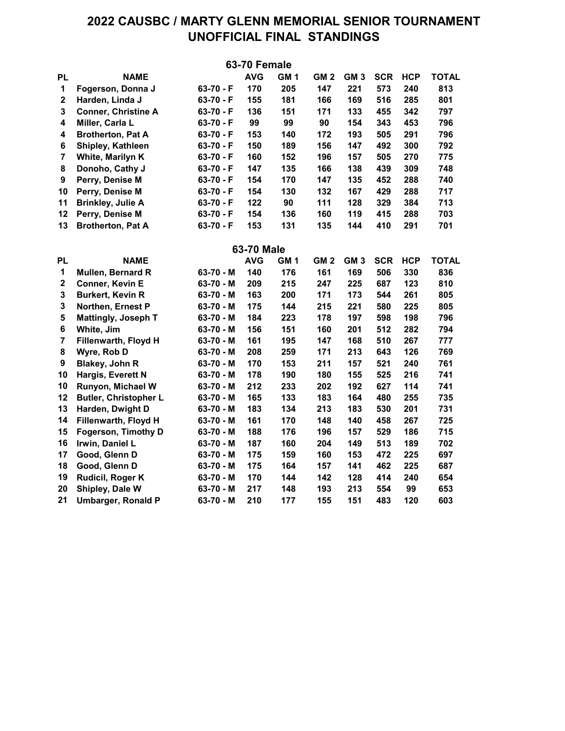# 2022 CAUSBC / MARTY GLENN MEMORIAL SENIOR TOURNAMENT
# UNOFFICIAL FINAL STANDINGS

## 63-70 Female

| PL | NAME | | AVG | GM 1 | GM 2 | GM 3 | SCR | HCP | TOTAL |
|---|---|---|---|---|---|---|---|---|---|
| 1 | Fogerson, Donna J | 63-70 - F | 170 | 205 | 147 | 221 | 573 | 240 | 813 |
| 2 | Harden, Linda J | 63-70 - F | 155 | 181 | 166 | 169 | 516 | 285 | 801 |
| 3 | Conner, Christine A | 63-70 - F | 136 | 151 | 171 | 133 | 455 | 342 | 797 |
| 4 | Miller, Carla L | 63-70 - F | 99 | 99 | 90 | 154 | 343 | 453 | 796 |
| 4 | Brotherton, Pat A | 63-70 - F | 153 | 140 | 172 | 193 | 505 | 291 | 796 |
| 6 | Shipley, Kathleen | 63-70 - F | 150 | 189 | 156 | 147 | 492 | 300 | 792 |
| 7 | White, Marilyn K | 63-70 - F | 160 | 152 | 196 | 157 | 505 | 270 | 775 |
| 8 | Donoho, Cathy J | 63-70 - F | 147 | 135 | 166 | 138 | 439 | 309 | 748 |
| 9 | Perry, Denise M | 63-70 - F | 154 | 170 | 147 | 135 | 452 | 288 | 740 |
| 10 | Perry, Denise M | 63-70 - F | 154 | 130 | 132 | 167 | 429 | 288 | 717 |
| 11 | Brinkley, Julie A | 63-70 - F | 122 | 90 | 111 | 128 | 329 | 384 | 713 |
| 12 | Perry, Denise M | 63-70 - F | 154 | 136 | 160 | 119 | 415 | 288 | 703 |
| 13 | Brotherton, Pat A | 63-70 - F | 153 | 131 | 135 | 144 | 410 | 291 | 701 |

## 63-70 Male

| PL | NAME | | AVG | GM 1 | GM 2 | GM 3 | SCR | HCP | TOTAL |
|---|---|---|---|---|---|---|---|---|---|
| 1 | Mullen, Bernard R | 63-70 - M | 140 | 176 | 161 | 169 | 506 | 330 | 836 |
| 2 | Conner, Kevin E | 63-70 - M | 209 | 215 | 247 | 225 | 687 | 123 | 810 |
| 3 | Burkert, Kevin R | 63-70 - M | 163 | 200 | 171 | 173 | 544 | 261 | 805 |
| 3 | Northen, Ernest P | 63-70 - M | 175 | 144 | 215 | 221 | 580 | 225 | 805 |
| 5 | Mattingly, Joseph T | 63-70 - M | 184 | 223 | 178 | 197 | 598 | 198 | 796 |
| 6 | White, Jim | 63-70 - M | 156 | 151 | 160 | 201 | 512 | 282 | 794 |
| 7 | Fillenwarth, Floyd H | 63-70 - M | 161 | 195 | 147 | 168 | 510 | 267 | 777 |
| 8 | Wyre, Rob D | 63-70 - M | 208 | 259 | 171 | 213 | 643 | 126 | 769 |
| 9 | Blakey, John R | 63-70 - M | 170 | 153 | 211 | 157 | 521 | 240 | 761 |
| 10 | Hargis, Everett N | 63-70 - M | 178 | 190 | 180 | 155 | 525 | 216 | 741 |
| 10 | Runyon, Michael W | 63-70 - M | 212 | 233 | 202 | 192 | 627 | 114 | 741 |
| 12 | Butler, Christopher L | 63-70 - M | 165 | 133 | 183 | 164 | 480 | 255 | 735 |
| 13 | Harden, Dwight D | 63-70 - M | 183 | 134 | 213 | 183 | 530 | 201 | 731 |
| 14 | Fillenwarth, Floyd H | 63-70 - M | 161 | 170 | 148 | 140 | 458 | 267 | 725 |
| 15 | Fogerson, Timothy D | 63-70 - M | 188 | 176 | 196 | 157 | 529 | 186 | 715 |
| 16 | Irwin, Daniel L | 63-70 - M | 187 | 160 | 204 | 149 | 513 | 189 | 702 |
| 17 | Good, Glenn D | 63-70 - M | 175 | 159 | 160 | 153 | 472 | 225 | 697 |
| 18 | Good, Glenn D | 63-70 - M | 175 | 164 | 157 | 141 | 462 | 225 | 687 |
| 19 | Rudicil, Roger K | 63-70 - M | 170 | 144 | 142 | 128 | 414 | 240 | 654 |
| 20 | Shipley, Dale W | 63-70 - M | 217 | 148 | 193 | 213 | 554 | 99 | 653 |
| 21 | Umbarger, Ronald P | 63-70 - M | 210 | 177 | 155 | 151 | 483 | 120 | 603 |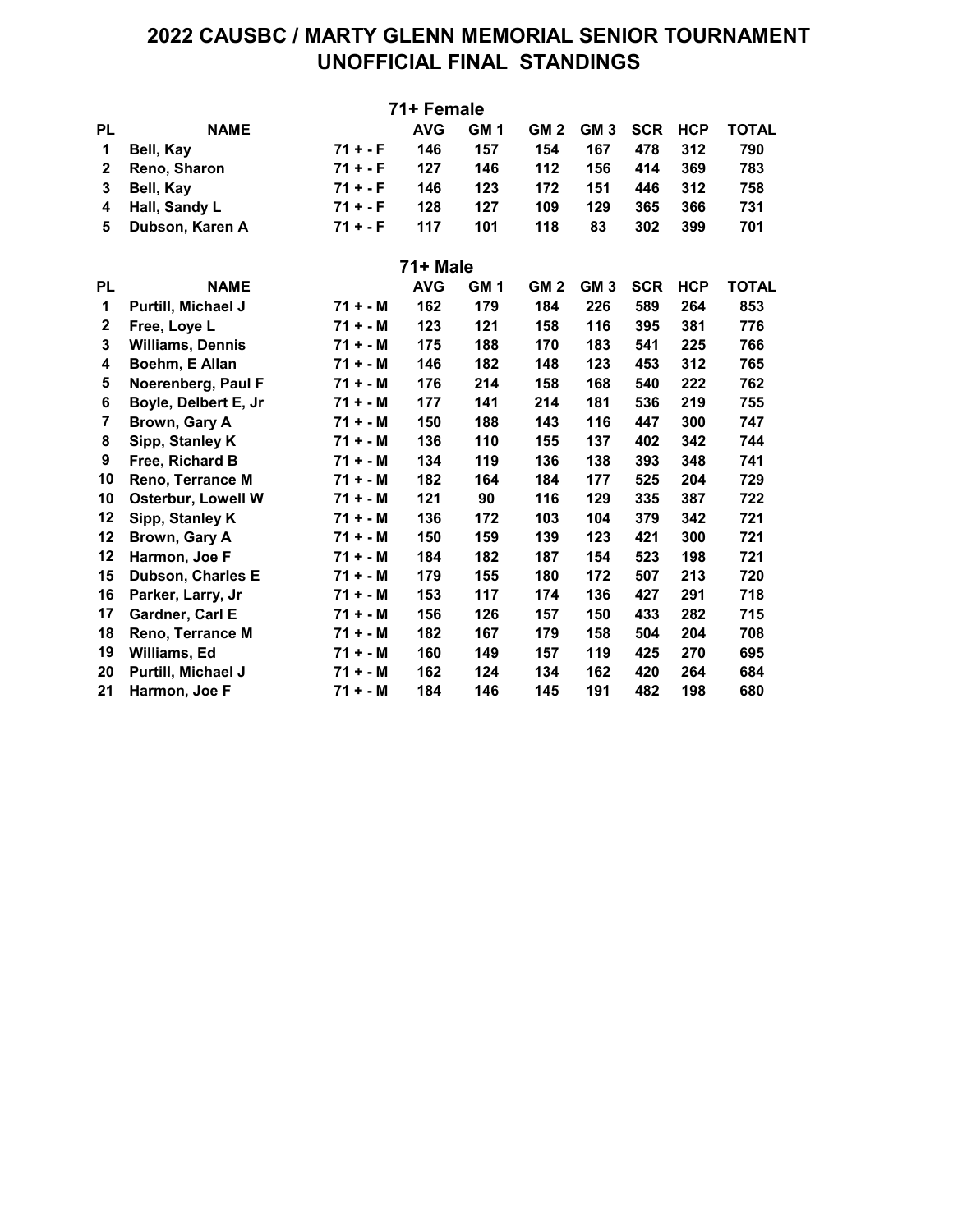# 2022 CAUSBC / MARTY GLENN MEMORIAL SENIOR TOURNAMENT
# UNOFFICIAL FINAL STANDINGS

## 71+ Female

| PL | NAME | | AVG | GM 1 | GM 2 | GM 3 | SCR | HCP | TOTAL |
|---|---|---|---|---|---|---|---|---|---|
| 1 | Bell, Kay | 71 + - F | 146 | 157 | 154 | 167 | 478 | 312 | 790 |
| 2 | Reno, Sharon | 71 + - F | 127 | 146 | 112 | 156 | 414 | 369 | 783 |
| 3 | Bell, Kay | 71 + - F | 146 | 123 | 172 | 151 | 446 | 312 | 758 |
| 4 | Hall, Sandy L | 71 + - F | 128 | 127 | 109 | 129 | 365 | 366 | 731 |
| 5 | Dubson, Karen A | 71 + - F | 117 | 101 | 118 | 83 | 302 | 399 | 701 |

## 71+ Male

| PL | NAME | | AVG | GM 1 | GM 2 | GM 3 | SCR | HCP | TOTAL |
|---|---|---|---|---|---|---|---|---|---|
| 1 | Purtill, Michael J | 71 + - M | 162 | 179 | 184 | 226 | 589 | 264 | 853 |
| 2 | Free, Loye L | 71 + - M | 123 | 121 | 158 | 116 | 395 | 381 | 776 |
| 3 | Williams, Dennis | 71 + - M | 175 | 188 | 170 | 183 | 541 | 225 | 766 |
| 4 | Boehm, E Allan | 71 + - M | 146 | 182 | 148 | 123 | 453 | 312 | 765 |
| 5 | Noerenberg, Paul F | 71 + - M | 176 | 214 | 158 | 168 | 540 | 222 | 762 |
| 6 | Boyle, Delbert E, Jr | 71 + - M | 177 | 141 | 214 | 181 | 536 | 219 | 755 |
| 7 | Brown, Gary A | 71 + - M | 150 | 188 | 143 | 116 | 447 | 300 | 747 |
| 8 | Sipp, Stanley K | 71 + - M | 136 | 110 | 155 | 137 | 402 | 342 | 744 |
| 9 | Free, Richard B | 71 + - M | 134 | 119 | 136 | 138 | 393 | 348 | 741 |
| 10 | Reno, Terrance M | 71 + - M | 182 | 164 | 184 | 177 | 525 | 204 | 729 |
| 10 | Osterbur, Lowell W | 71 + - M | 121 | 90 | 116 | 129 | 335 | 387 | 722 |
| 12 | Sipp, Stanley K | 71 + - M | 136 | 172 | 103 | 104 | 379 | 342 | 721 |
| 12 | Brown, Gary A | 71 + - M | 150 | 159 | 139 | 123 | 421 | 300 | 721 |
| 12 | Harmon, Joe F | 71 + - M | 184 | 182 | 187 | 154 | 523 | 198 | 721 |
| 15 | Dubson, Charles E | 71 + - M | 179 | 155 | 180 | 172 | 507 | 213 | 720 |
| 16 | Parker, Larry, Jr | 71 + - M | 153 | 117 | 174 | 136 | 427 | 291 | 718 |
| 17 | Gardner, Carl E | 71 + - M | 156 | 126 | 157 | 150 | 433 | 282 | 715 |
| 18 | Reno, Terrance M | 71 + - M | 182 | 167 | 179 | 158 | 504 | 204 | 708 |
| 19 | Williams, Ed | 71 + - M | 160 | 149 | 157 | 119 | 425 | 270 | 695 |
| 20 | Purtill, Michael J | 71 + - M | 162 | 124 | 134 | 162 | 420 | 264 | 684 |
| 21 | Harmon, Joe F | 71 + - M | 184 | 146 | 145 | 191 | 482 | 198 | 680 |